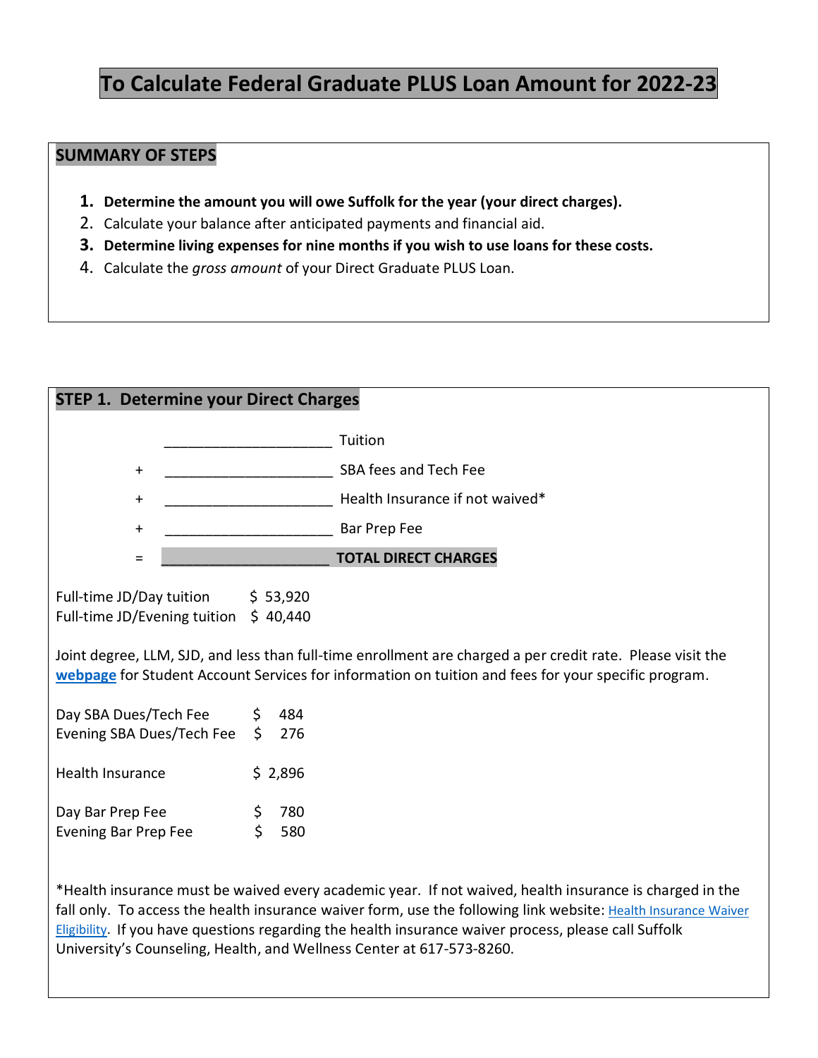# To Calculate Federal Graduate PLUS Loan Amount for 2022-23

## SUMMARY OF STEPS

1. **Determine the amount you will owe Suffolk for the year (your direct charges).**
2. Calculate your balance after anticipated payments and financial aid.
3. **Determine living expenses for nine months if you wish to use loans for these costs.**
4. Calculate the *gross amount* of your Direct Graduate PLUS Loan.

## STEP 1. Determine your Direct Charges

|   |   |   |
|---|---|---|
|   | ____________________ | Tuition |
| + | ____________________ | SBA fees and Tech Fee |
| + | ____________________ | Health Insurance if not waived* |
| + | ____________________ | Bar Prep Fee |
| = | ____________________ | **TOTAL DIRECT CHARGES** |

Full-time JD/Day tuition $ 53,920
Full-time JD/Evening tuition $ 40,440

Joint degree, LLM, SJD, and less than full-time enrollment are charged a per credit rate. Please visit the **webpage** for Student Account Services for information on tuition and fees for your specific program.

Day SBA Dues/Tech Fee $ 484
Evening SBA Dues/Tech Fee $ 276

Health Insurance $ 2,896

Day Bar Prep Fee $ 780
Evening Bar Prep Fee $ 580

*Health insurance must be waived every academic year. If not waived, health insurance is charged in the fall only. To access the health insurance waiver form, use the following link website: Health Insurance Waiver Eligibility. If you have questions regarding the health insurance waiver process, please call Suffolk University's Counseling, Health, and Wellness Center at 617-573-8260.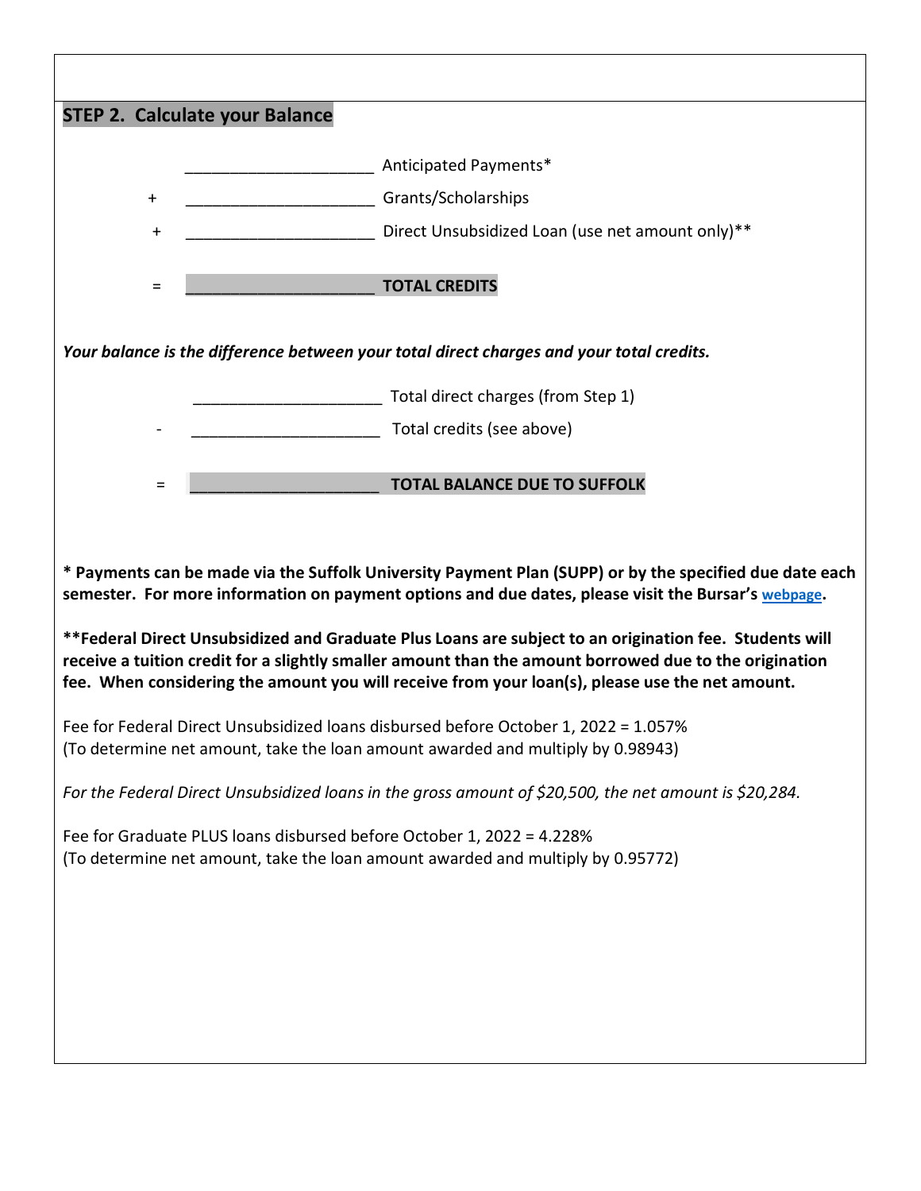## STEP 2. Calculate your Balance

| | | |
|---|---|---|
| | ____________________ | Anticipated Payments* |
| + | ____________________ | Grants/Scholarships |
| + | ____________________ | Direct Unsubsidized Loan (use net amount only)** |
| = | ____________________ | **TOTAL CREDITS** |

***Your balance is the difference between your total direct charges and your total credits.***

| | | |
|---|---|---|
| | ____________________ | Total direct charges (from Step 1) |
| - | ____________________ | Total credits (see above) |
| = | ____________________ | **TOTAL BALANCE DUE TO SUFFOLK** |

**\* Payments can be made via the Suffolk University Payment Plan (SUPP) or by the specified due date each semester. For more information on payment options and due dates, please visit the Bursar's webpage.**

**\*\*Federal Direct Unsubsidized and Graduate Plus Loans are subject to an origination fee. Students will receive a tuition credit for a slightly smaller amount than the amount borrowed due to the origination fee. When considering the amount you will receive from your loan(s), please use the net amount.**

Fee for Federal Direct Unsubsidized loans disbursed before October 1, 2022 = 1.057%
(To determine net amount, take the loan amount awarded and multiply by 0.98943)

*For the Federal Direct Unsubsidized loans in the gross amount of $20,500, the net amount is $20,284.*

Fee for Graduate PLUS loans disbursed before October 1, 2022 = 4.228%
(To determine net amount, take the loan amount awarded and multiply by 0.95772)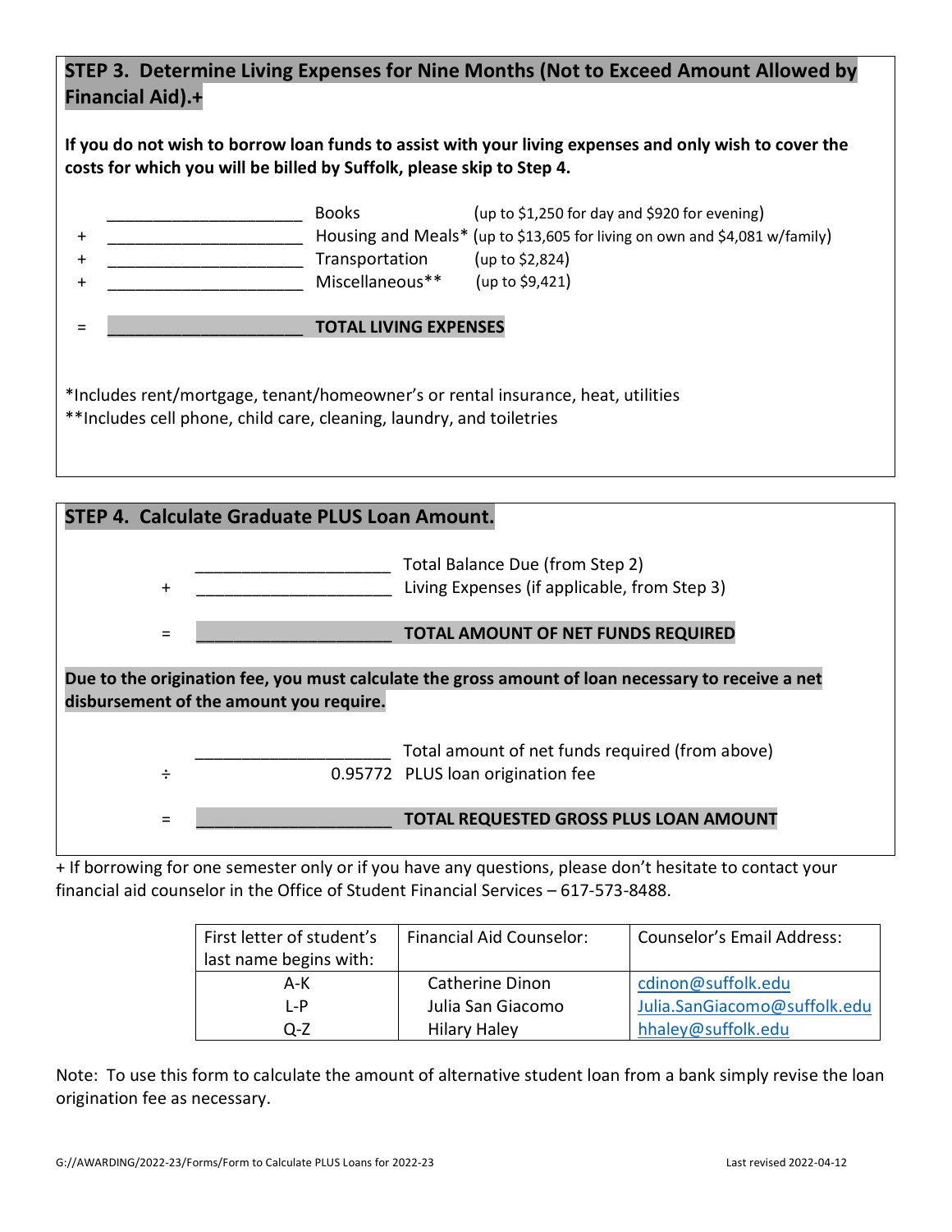## STEP 3. Determine Living Expenses for Nine Months (Not to Exceed Amount Allowed by Financial Aid).+

**If you do not wish to borrow loan funds to assist with your living expenses and only wish to cover the costs for which you will be billed by Suffolk, please skip to Step 4.**

| | | | |
|---|---|---|---|
| | ____________________ | Books | (up to $1,250 for day and $920 for evening) |
| + | ____________________ | Housing and Meals* | (up to $13,605 for living on own and $4,081 w/family) |
| + | ____________________ | Transportation | (up to $2,824) |
| + | ____________________ | Miscellaneous** | (up to $9,421) |
| = | ____________________ | **TOTAL LIVING EXPENSES** | |

*Includes rent/mortgage, tenant/homeowner's or rental insurance, heat, utilities
**Includes cell phone, child care, cleaning, laundry, and toiletries

## STEP 4. Calculate Graduate PLUS Loan Amount.

| | | |
|---|---|---|
| | ____________________ | Total Balance Due (from Step 2) |
| + | ____________________ | Living Expenses (if applicable, from Step 3) |
| = | ____________________ | **TOTAL AMOUNT OF NET FUNDS REQUIRED** |

**Due to the origination fee, you must calculate the gross amount of loan necessary to receive a net disbursement of the amount you require.**

| | | |
|---|---|---|
| | ____________________ | Total amount of net funds required (from above) |
| ÷ | 0.95772 | PLUS loan origination fee |
| = | ____________________ | **TOTAL REQUESTED GROSS PLUS LOAN AMOUNT** |

+ If borrowing for one semester only or if you have any questions, please don't hesitate to contact your financial aid counselor in the Office of Student Financial Services – 617-573-8488.

| First letter of student's last name begins with: | Financial Aid Counselor: | Counselor's Email Address: |
|---|---|---|
| A-K | Catherine Dinon | cdinon@suffolk.edu |
| L-P | Julia San Giacomo | Julia.SanGiacomo@suffolk.edu |
| Q-Z | Hilary Haley | hhaley@suffolk.edu |

Note: To use this form to calculate the amount of alternative student loan from a bank simply revise the loan origination fee as necessary.

G://AWARDING/2022-23/Forms/Form to Calculate PLUS Loans for 2022-23 Last revised 2022-04-12